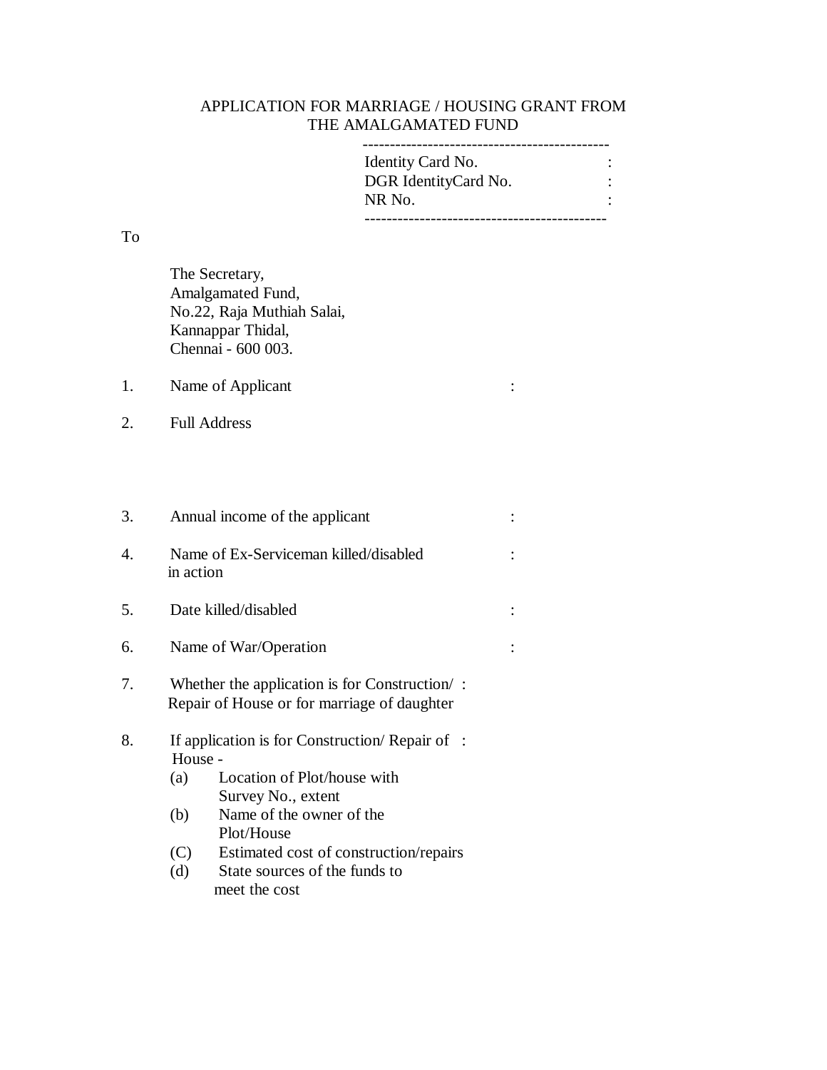# APPLICATION FOR MARRIAGE / HOUSING GRANT FROM THE AMALGAMATED FUND

| | |
|---|---|
| Identity Card No. | : |
| DGR IdentityCard No. | : |
| NR No. | : |

To

The Secretary,
Amalgamated Fund,
No.22, Raja Muthiah Salai,
Kannappar Thidal,
Chennai - 600 003.

1. Name of Applicant :

2. Full Address

3. Annual income of the applicant :

4. Name of Ex-Serviceman killed/disabled in action :

5. Date killed/disabled :

6. Name of War/Operation :

7. Whether the application is for Construction/ Repair of House or for marriage of daughter :

8. If application is for Construction/ Repair of House - :
   - (a) Location of Plot/house with Survey No., extent
   - (b) Name of the owner of the Plot/House
   - (C) Estimated cost of construction/repairs
   - (d) State sources of the funds to meet the cost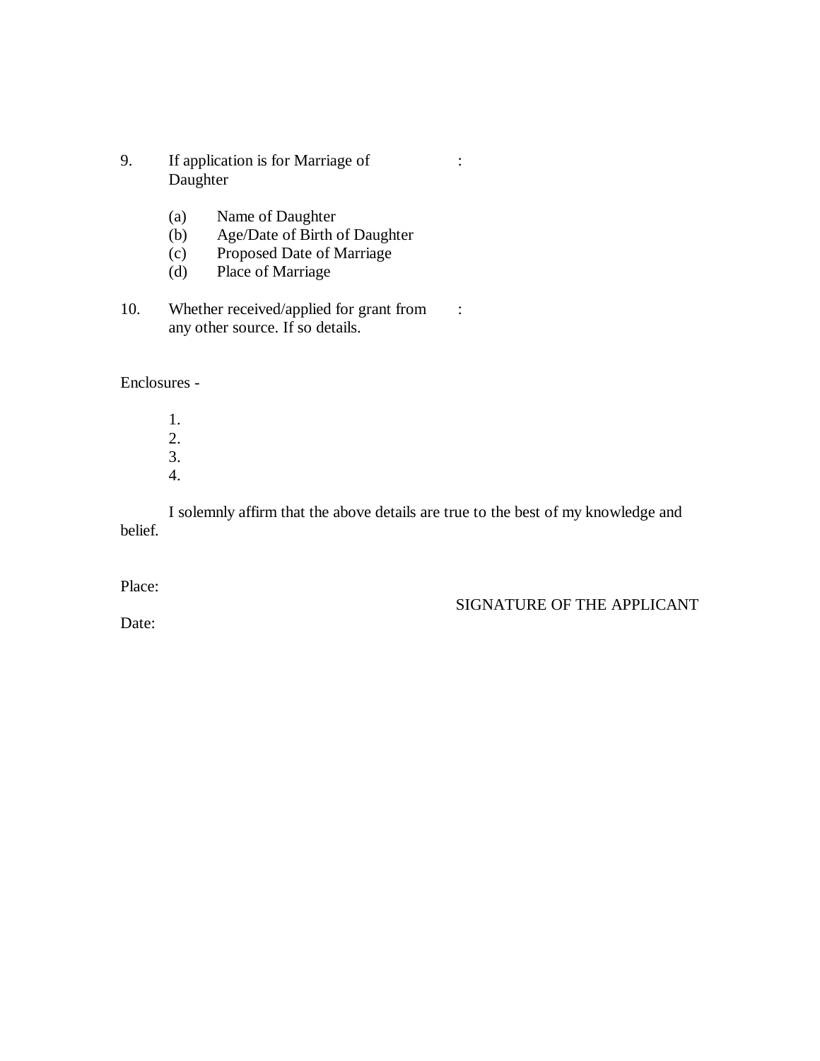9. If application is for Marriage of Daughter :

   (a) Name of Daughter
   (b) Age/Date of Birth of Daughter
   (c) Proposed Date of Marriage
   (d) Place of Marriage

10. Whether received/applied for grant from any other source. If so details. :

Enclosures -

1.
2.
3.
4.

I solemnly affirm that the above details are true to the best of my knowledge and belief.

Place:

SIGNATURE OF THE APPLICANT

Date: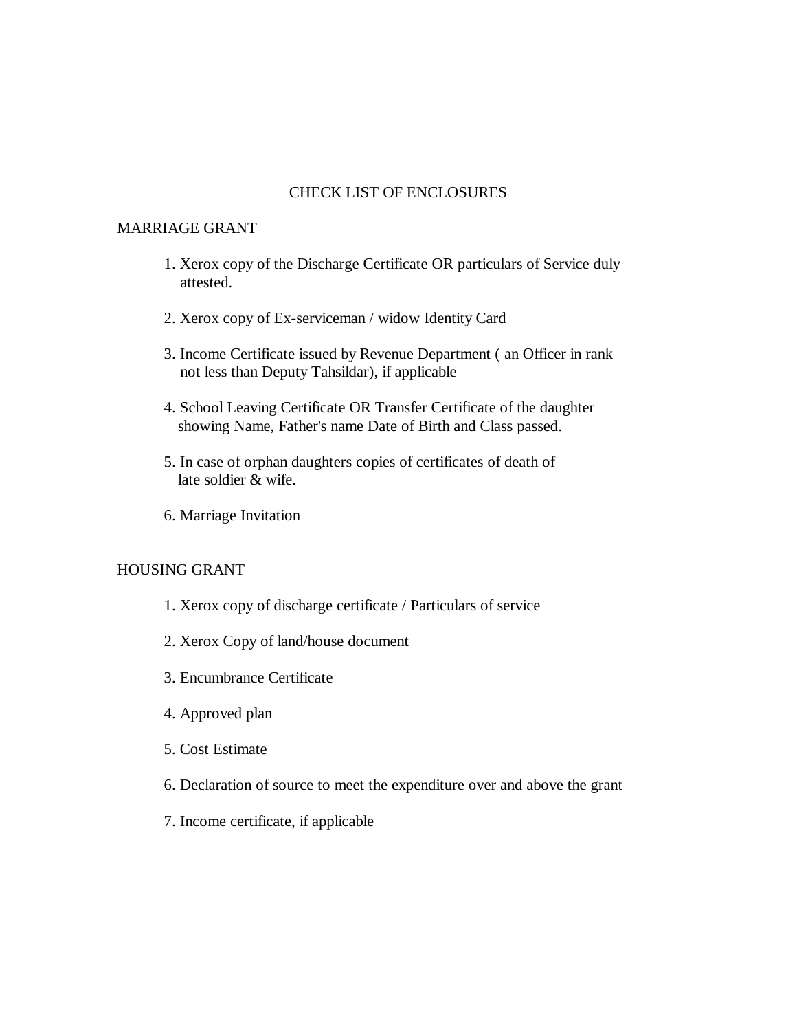# CHECK LIST OF ENCLOSURES

## MARRIAGE GRANT

1. Xerox copy of the Discharge Certificate OR particulars of Service duly attested.

2. Xerox copy of Ex-serviceman / widow Identity Card

3. Income Certificate issued by Revenue Department ( an Officer in rank not less than Deputy Tahsildar), if applicable

4. School Leaving Certificate OR Transfer Certificate of the daughter showing Name, Father's name Date of Birth and Class passed.

5. In case of orphan daughters copies of certificates of death of late soldier & wife.

6. Marriage Invitation

## HOUSING GRANT

1. Xerox copy of discharge certificate / Particulars of service

2. Xerox Copy of land/house document

3. Encumbrance Certificate

4. Approved plan

5. Cost Estimate

6. Declaration of source to meet the expenditure over and above the grant

7. Income certificate, if applicable